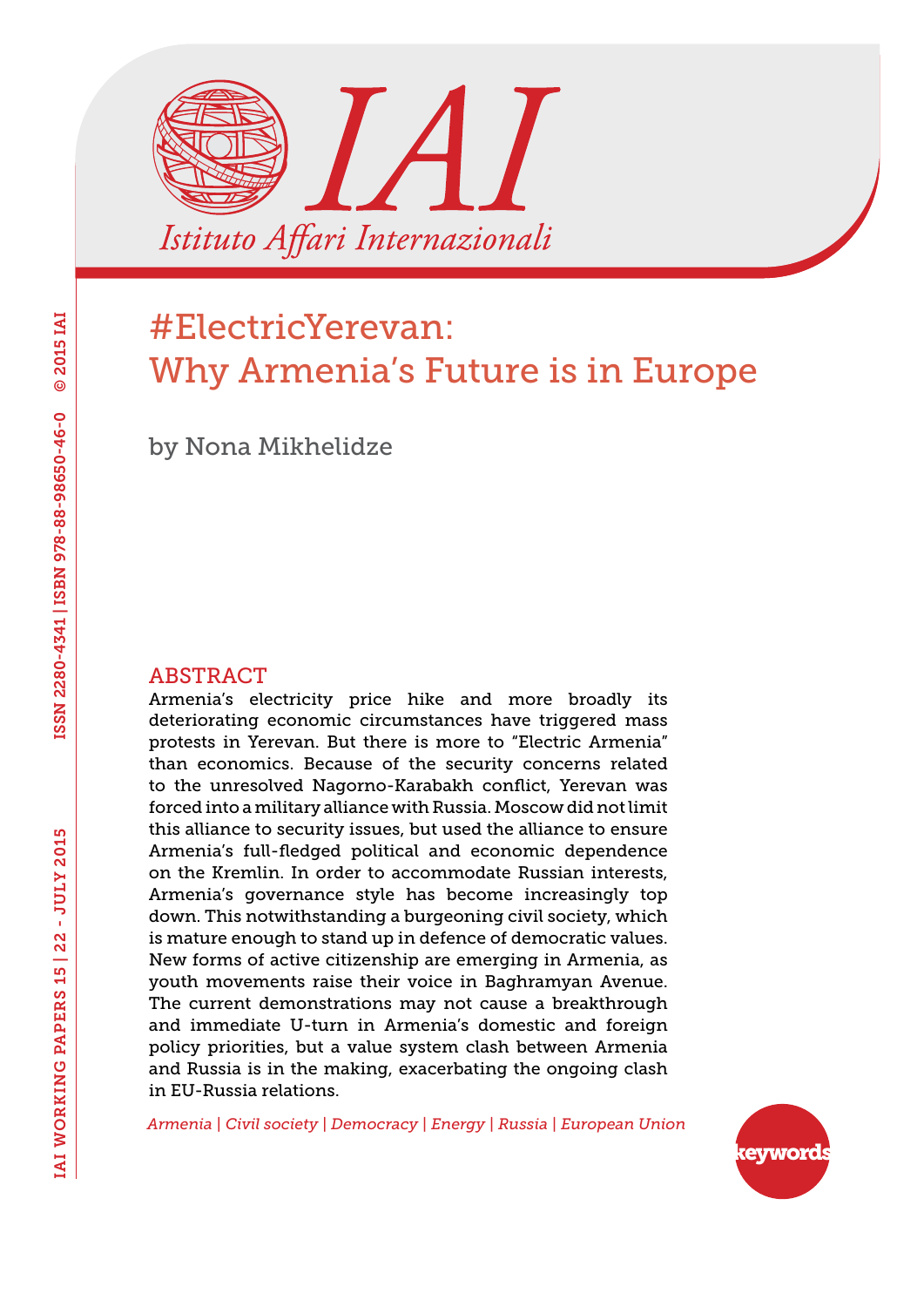# #ElectricYerevan: Why Armenia's Future is in Europe

by Nona Mikhelidze

## ABSTRACT

Armenia's electricity price hike and more broadly its deteriorating economic circumstances have triggered mass protests in Yerevan. But there is more to "Electric Armenia" than economics. Because of the security concerns related to the unresolved Nagorno-Karabakh conflict, Yerevan was forced into a military alliance with Russia. Moscow did not limit this alliance to security issues, but used the alliance to ensure Armenia's full-fledged political and economic dependence on the Kremlin. In order to accommodate Russian interests, Armenia's governance style has become increasingly top down. This notwithstanding a burgeoning civil society, which is mature enough to stand up in defence of democratic values. New forms of active citizenship are emerging in Armenia, as youth movements raise their voice in Baghramyan Avenue. The current demonstrations may not cause a breakthrough and immediate U-turn in Armenia's domestic and foreign policy priorities, but a value system clash between Armenia and Russia is in the making, exacerbating the ongoing clash in EU-Russia relations.

*Armenia | Civil society | Democracy | Energy | Russia | European Union*

keywords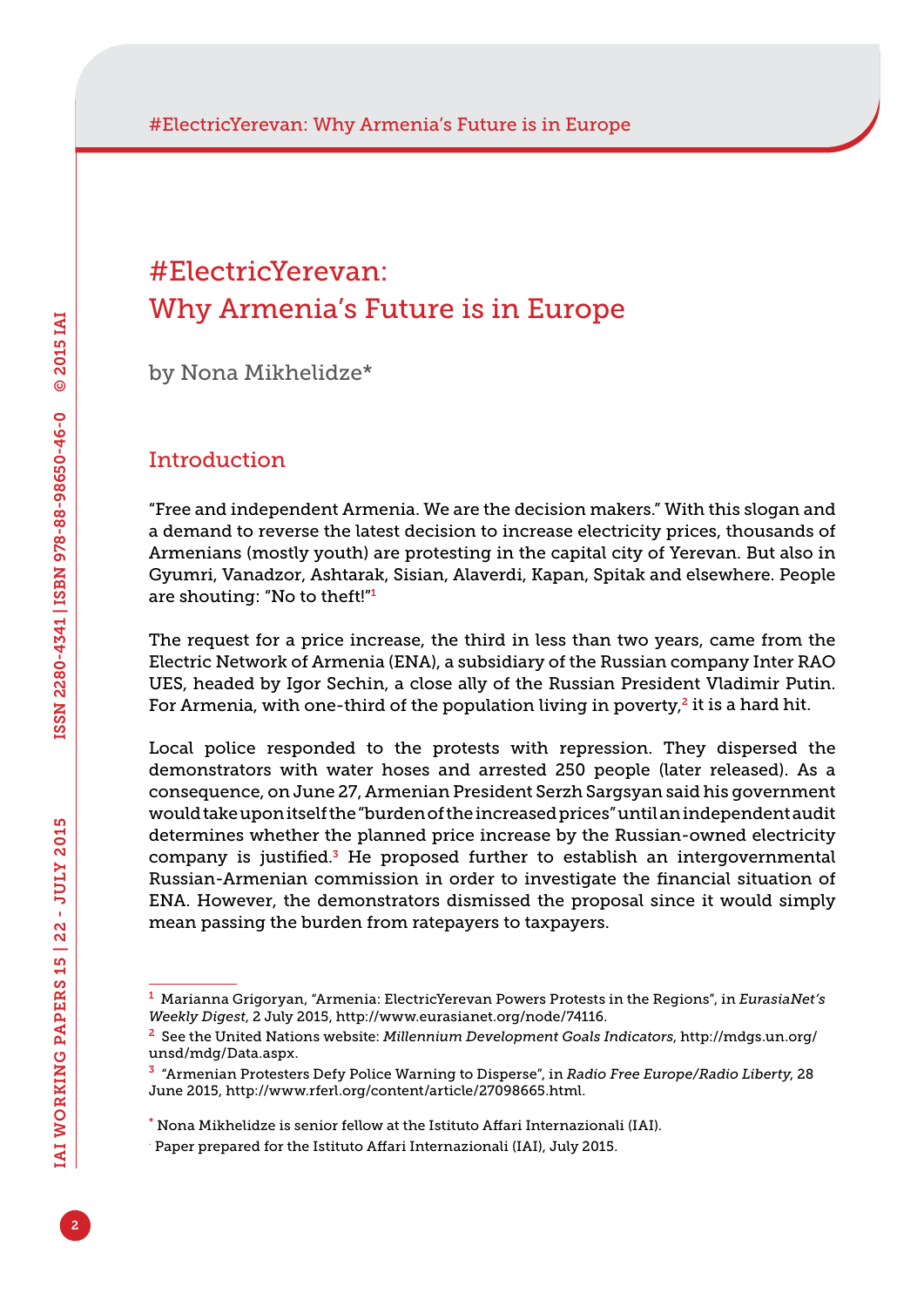# #ElectricYerevan: Why Armenia's Future is in Europe

by Nona Mikhelidze*

## Introduction

"Free and independent Armenia. We are the decision makers." With this slogan and a demand to reverse the latest decision to increase electricity prices, thousands of Armenians (mostly youth) are protesting in the capital city of Yerevan. But also in Gyumri, Vanadzor, Ashtarak, Sisian, Alaverdi, Kapan, Spitak and elsewhere. People are shouting: "No to theft!"[1]

The request for a price increase, the third in less than two years, came from the Electric Network of Armenia (ENA), a subsidiary of the Russian company Inter RAO UES, headed by Igor Sechin, a close ally of the Russian President Vladimir Putin. For Armenia, with one-third of the population living in poverty,[2] it is a hard hit.

Local police responded to the protests with repression. They dispersed the demonstrators with water hoses and arrested 250 people (later released). As a consequence, on June 27, Armenian President Serzh Sargsyan said his government would take upon itself the "burden of the increased prices" until an independent audit determines whether the planned price increase by the Russian-owned electricity company is justified.[3] He proposed further to establish an intergovernmental Russian-Armenian commission in order to investigate the financial situation of ENA. However, the demonstrators dismissed the proposal since it would simply mean passing the burden from ratepayers to taxpayers.

---

[1] Marianna Grigoryan, "Armenia: ElectricYerevan Powers Protests in the Regions", in *EurasiaNet's Weekly Digest*, 2 July 2015, http://www.eurasianet.org/node/74116.

[2] See the United Nations website: *Millennium Development Goals Indicators*, http://mdgs.un.org/unsd/mdg/Data.aspx.

[3] "Armenian Protesters Defy Police Warning to Disperse", in *Radio Free Europe/Radio Liberty*, 28 June 2015, http://www.rferl.org/content/article/27098665.html.

\* Nona Mikhelidze is senior fellow at the Istituto Affari Internazionali (IAI).

. Paper prepared for the Istituto Affari Internazionali (IAI), July 2015.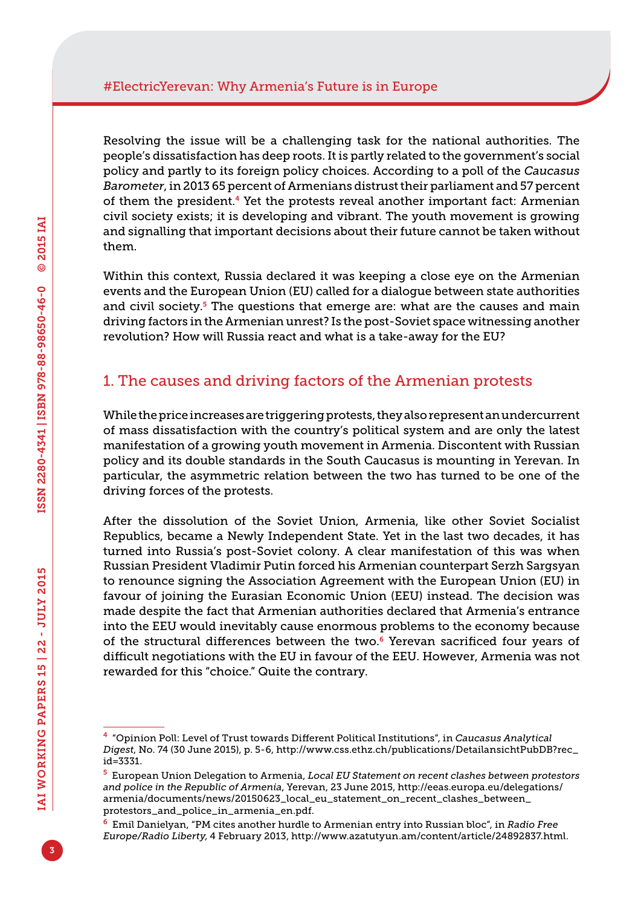Resolving the issue will be a challenging task for the national authorities. The people's dissatisfaction has deep roots. It is partly related to the government's social policy and partly to its foreign policy choices. According to a poll of the *Caucasus Barometer*, in 2013 65 percent of Armenians distrust their parliament and 57 percent of them the president.[4] Yet the protests reveal another important fact: Armenian civil society exists; it is developing and vibrant. The youth movement is growing and signalling that important decisions about their future cannot be taken without them.

Within this context, Russia declared it was keeping a close eye on the Armenian events and the European Union (EU) called for a dialogue between state authorities and civil society.[5] The questions that emerge are: what are the causes and main driving factors in the Armenian unrest? Is the post-Soviet space witnessing another revolution? How will Russia react and what is a take-away for the EU?

## 1. The causes and driving factors of the Armenian protests

While the price increases are triggering protests, they also represent an undercurrent of mass dissatisfaction with the country's political system and are only the latest manifestation of a growing youth movement in Armenia. Discontent with Russian policy and its double standards in the South Caucasus is mounting in Yerevan. In particular, the asymmetric relation between the two has turned to be one of the driving forces of the protests.

After the dissolution of the Soviet Union, Armenia, like other Soviet Socialist Republics, became a Newly Independent State. Yet in the last two decades, it has turned into Russia's post-Soviet colony. A clear manifestation of this was when Russian President Vladimir Putin forced his Armenian counterpart Serzh Sargsyan to renounce signing the Association Agreement with the European Union (EU) in favour of joining the Eurasian Economic Union (EEU) instead. The decision was made despite the fact that Armenian authorities declared that Armenia's entrance into the EEU would inevitably cause enormous problems to the economy because of the structural differences between the two.[6] Yerevan sacrificed four years of difficult negotiations with the EU in favour of the EEU. However, Armenia was not rewarded for this "choice." Quite the contrary.

---

[4] "Opinion Poll: Level of Trust towards Different Political Institutions", in *Caucasus Analytical Digest*, No. 74 (30 June 2015), p. 5-6, http://www.css.ethz.ch/publications/DetailansichtPubDB?rec_id=3331.

[5] European Union Delegation to Armenia, *Local EU Statement on recent clashes between protestors and police in the Republic of Armenia*, Yerevan, 23 June 2015, http://eeas.europa.eu/delegations/armenia/documents/news/20150623_local_eu_statement_on_recent_clashes_between_protestors_and_police_in_armenia_en.pdf.

[6] Emil Danielyan, "PM cites another hurdle to Armenian entry into Russian bloc", in *Radio Free Europe/Radio Liberty*, 4 February 2013, http://www.azatutyun.am/content/article/24892837.html.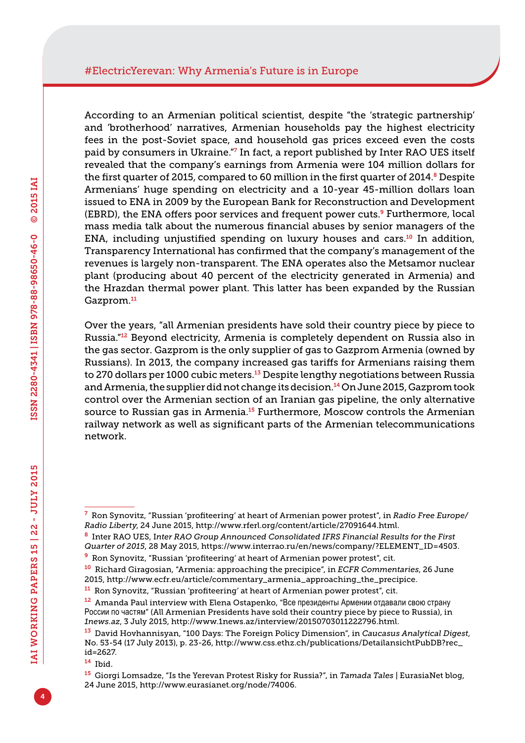According to an Armenian political scientist, despite "the 'strategic partnership' and 'brotherhood' narratives, Armenian households pay the highest electricity fees in the post-Soviet space, and household gas prices exceed even the costs paid by consumers in Ukraine."[7] In fact, a report published by Inter RAO UES itself revealed that the company's earnings from Armenia were 104 million dollars for the first quarter of 2015, compared to 60 million in the first quarter of 2014.[8] Despite Armenians' huge spending on electricity and a 10-year 45-million dollars loan issued to ENA in 2009 by the European Bank for Reconstruction and Development (EBRD), the ENA offers poor services and frequent power cuts.[9] Furthermore, local mass media talk about the numerous financial abuses by senior managers of the ENA, including unjustified spending on luxury houses and cars.[10] In addition, Transparency International has confirmed that the company's management of the revenues is largely non-transparent. The ENA operates also the Metsamor nuclear plant (producing about 40 percent of the electricity generated in Armenia) and the Hrazdan thermal power plant. This latter has been expanded by the Russian Gazprom.[11]

Over the years, "all Armenian presidents have sold their country piece by piece to Russia."[12] Beyond electricity, Armenia is completely dependent on Russia also in the gas sector. Gazprom is the only supplier of gas to Gazprom Armenia (owned by Russians). In 2013, the company increased gas tariffs for Armenians raising them to 270 dollars per 1000 cubic meters.[13] Despite lengthy negotiations between Russia and Armenia, the supplier did not change its decision.[14] On June 2015, Gazprom took control over the Armenian section of an Iranian gas pipeline, the only alternative source to Russian gas in Armenia.[15] Furthermore, Moscow controls the Armenian railway network as well as significant parts of the Armenian telecommunications network.

---

[7] Ron Synovitz, "Russian 'profiteering' at heart of Armenian power protest", in *Radio Free Europe/Radio Liberty*, 24 June 2015, http://www.rferl.org/content/article/27091644.html.

[8] Inter RAO UES, *Inter RAO Group Announced Consolidated IFRS Financial Results for the First Quarter of 2015*, 28 May 2015, https://www.interrao.ru/en/news/company/?ELEMENT_ID=4503.

[9] Ron Synovitz, "Russian 'profiteering' at heart of Armenian power protest", cit.

[10] Richard Giragosian, "Armenia: approaching the precipice", in *ECFR Commentaries*, 26 June 2015, http://www.ecfr.eu/article/commentary_armenia_approaching_the_precipice.

[11] Ron Synovitz, "Russian 'profiteering' at heart of Armenian power protest", cit.

[12] Amanda Paul interview with Elena Ostapenko, "Все президенты Армении отдавали свою страну России по частям" (All Armenian Presidents have sold their country piece by piece to Russia), in *1news.az*, 3 July 2015, http://www.1news.az/interview/20150703011222796.html.

[13] David Hovhannisyan, "100 Days: The Foreign Policy Dimension", in *Caucasus Analytical Digest*, No. 53-54 (17 July 2013), p. 23-26, http://www.css.ethz.ch/publications/DetailansichtPubDB?rec_id=2627.

[14] Ibid.

[15] Giorgi Lomsadze, "Is the Yerevan Protest Risky for Russia?", in *Tamada Tales* | EurasiaNet blog, 24 June 2015, http://www.eurasianet.org/node/74006.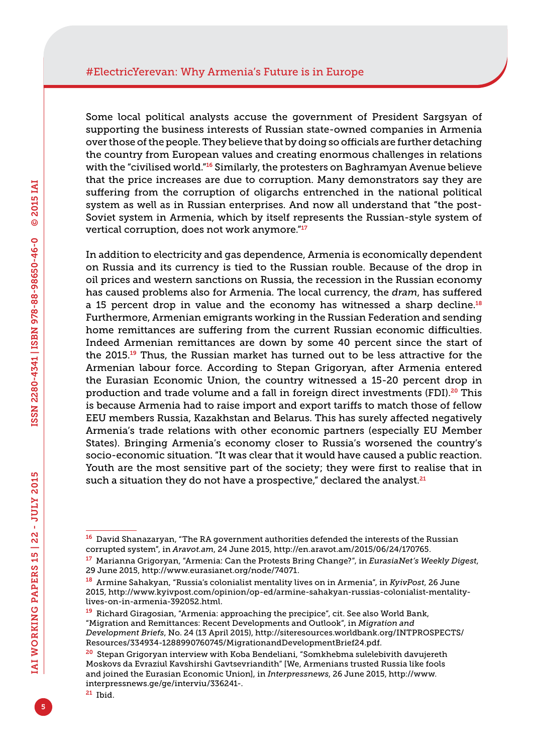Some local political analysts accuse the government of President Sargsyan of supporting the business interests of Russian state-owned companies in Armenia over those of the people. They believe that by doing so officials are further detaching the country from European values and creating enormous challenges in relations with the "civilised world."[16] Similarly, the protesters on Baghramyan Avenue believe that the price increases are due to corruption. Many demonstrators say they are suffering from the corruption of oligarchs entrenched in the national political system as well as in Russian enterprises. And now all understand that "the post-Soviet system in Armenia, which by itself represents the Russian-style system of vertical corruption, does not work anymore."[17]

In addition to electricity and gas dependence, Armenia is economically dependent on Russia and its currency is tied to the Russian rouble. Because of the drop in oil prices and western sanctions on Russia, the recession in the Russian economy has caused problems also for Armenia. The local currency, the *dram*, has suffered a 15 percent drop in value and the economy has witnessed a sharp decline.[18] Furthermore, Armenian emigrants working in the Russian Federation and sending home remittances are suffering from the current Russian economic difficulties. Indeed Armenian remittances are down by some 40 percent since the start of the 2015.[19] Thus, the Russian market has turned out to be less attractive for the Armenian labour force. According to Stepan Grigoryan, after Armenia entered the Eurasian Economic Union, the country witnessed a 15-20 percent drop in production and trade volume and a fall in foreign direct investments (FDI).[20] This is because Armenia had to raise import and export tariffs to match those of fellow EEU members Russia, Kazakhstan and Belarus. This has surely affected negatively Armenia's trade relations with other economic partners (especially EU Member States). Bringing Armenia's economy closer to Russia's worsened the country's socio-economic situation. "It was clear that it would have caused a public reaction. Youth are the most sensitive part of the society; they were first to realise that in such a situation they do not have a prospective," declared the analyst.[21]

---

[16] David Shanazaryan, "The RA government authorities defended the interests of the Russian corrupted system", in *Aravot.am*, 24 June 2015, http://en.aravot.am/2015/06/24/170765.

[17] Marianna Grigoryan, "Armenia: Can the Protests Bring Change?", in *EurasiaNet's Weekly Digest*, 29 June 2015, http://www.eurasianet.org/node/74071.

[18] Armine Sahakyan, "Russia's colonialist mentality lives on in Armenia", in *KyivPost*, 26 June 2015, http://www.kyivpost.com/opinion/op-ed/armine-sahakyan-russias-colonialist-mentality-lives-on-in-armenia-392052.html.

[19] Richard Giragosian, "Armenia: approaching the precipice", cit. See also World Bank, "Migration and Remittances: Recent Developments and Outlook", in *Migration and Development Briefs*, No. 24 (13 April 2015), http://siteresources.worldbank.org/INTPROSPECTS/Resources/334934-1288990760745/MigrationandDevelopmentBrief24.pdf.

[20] Stepan Grigoryan interview with Koba Bendeliani, "Somkhebma sulelebivith davujereth Moskovs da Evraziul Kavshirshi Gavtsevriandith" [We, Armenians trusted Russia like fools and joined the Eurasian Economic Union], in *Interpressnews*, 26 June 2015, http://www.interpressnews.ge/ge/interviu/336241-.

[21] Ibid.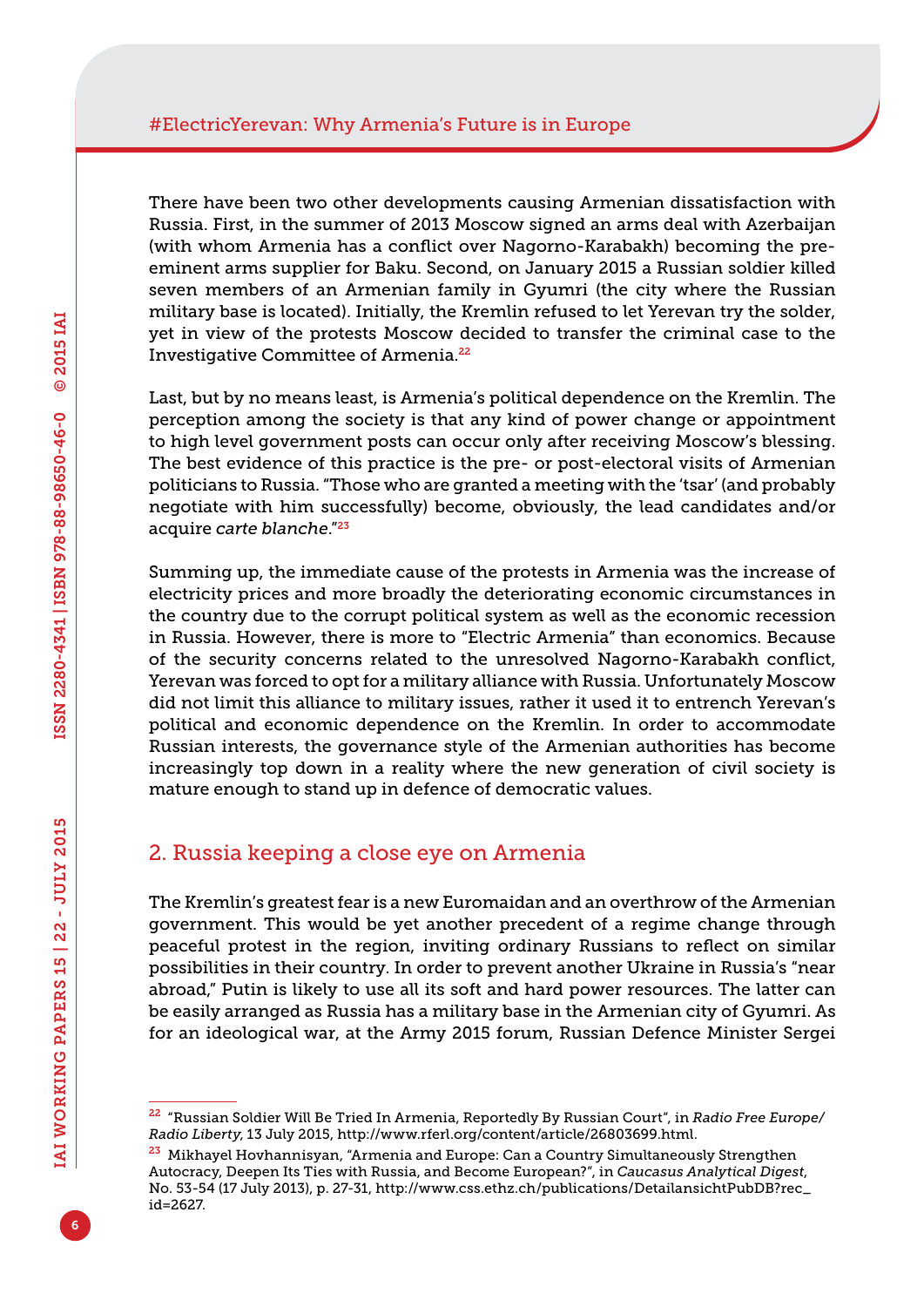There have been two other developments causing Armenian dissatisfaction with Russia. First, in the summer of 2013 Moscow signed an arms deal with Azerbaijan (with whom Armenia has a conflict over Nagorno-Karabakh) becoming the pre-eminent arms supplier for Baku. Second, on January 2015 a Russian soldier killed seven members of an Armenian family in Gyumri (the city where the Russian military base is located). Initially, the Kremlin refused to let Yerevan try the soldier, yet in view of the protests Moscow decided to transfer the criminal case to the Investigative Committee of Armenia.[22]

Last, but by no means least, is Armenia's political dependence on the Kremlin. The perception among the society is that any kind of power change or appointment to high level government posts can occur only after receiving Moscow's blessing. The best evidence of this practice is the pre- or post-electoral visits of Armenian politicians to Russia. "Those who are granted a meeting with the 'tsar' (and probably negotiate with him successfully) become, obviously, the lead candidates and/or acquire *carte blanche*."[23]

Summing up, the immediate cause of the protests in Armenia was the increase of electricity prices and more broadly the deteriorating economic circumstances in the country due to the corrupt political system as well as the economic recession in Russia. However, there is more to "Electric Armenia" than economics. Because of the security concerns related to the unresolved Nagorno-Karabakh conflict, Yerevan was forced to opt for a military alliance with Russia. Unfortunately Moscow did not limit this alliance to military issues, rather it used it to entrench Yerevan's political and economic dependence on the Kremlin. In order to accommodate Russian interests, the governance style of the Armenian authorities has become increasingly top down in a reality where the new generation of civil society is mature enough to stand up in defence of democratic values.

## 2. Russia keeping a close eye on Armenia

The Kremlin's greatest fear is a new Euromaidan and an overthrow of the Armenian government. This would be yet another precedent of a regime change through peaceful protest in the region, inviting ordinary Russians to reflect on similar possibilities in their country. In order to prevent another Ukraine in Russia's "near abroad," Putin is likely to use all its soft and hard power resources. The latter can be easily arranged as Russia has a military base in the Armenian city of Gyumri. As for an ideological war, at the Army 2015 forum, Russian Defence Minister Sergei

---

[22] "Russian Soldier Will Be Tried In Armenia, Reportedly By Russian Court", in *Radio Free Europe/Radio Liberty*, 13 July 2015, http://www.rferl.org/content/article/26803699.html.

[23] Mikhayel Hovhannisyan, "Armenia and Europe: Can a Country Simultaneously Strengthen Autocracy, Deepen Its Ties with Russia, and Become European?", in *Caucasus Analytical Digest*, No. 53-54 (17 July 2013), p. 27-31, http://www.css.ethz.ch/publications/DetailansichtPubDB?rec_id=2627.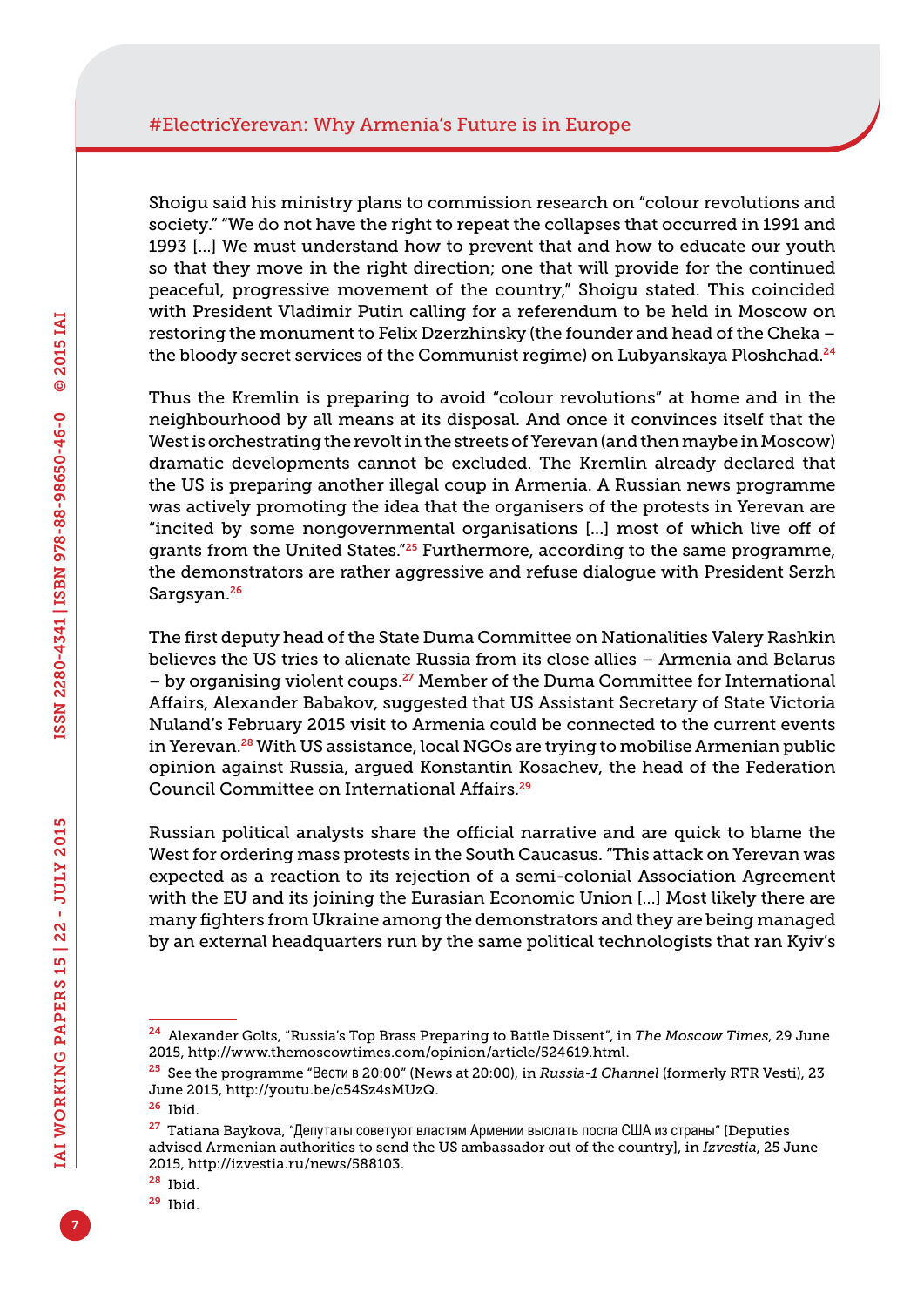Shoigu said his ministry plans to commission research on "colour revolutions and society." "We do not have the right to repeat the collapses that occurred in 1991 and 1993 [...] We must understand how to prevent that and how to educate our youth so that they move in the right direction; one that will provide for the continued peaceful, progressive movement of the country," Shoigu stated. This coincided with President Vladimir Putin calling for a referendum to be held in Moscow on restoring the monument to Felix Dzerzhinsky (the founder and head of the Cheka – the bloody secret services of the Communist regime) on Lubyanskaya Ploshchad.[24]

Thus the Kremlin is preparing to avoid "colour revolutions" at home and in the neighbourhood by all means at its disposal. And once it convinces itself that the West is orchestrating the revolt in the streets of Yerevan (and then maybe in Moscow) dramatic developments cannot be excluded. The Kremlin already declared that the US is preparing another illegal coup in Armenia. A Russian news programme was actively promoting the idea that the organisers of the protests in Yerevan are "incited by some nongovernmental organisations [...] most of which live off of grants from the United States."[25] Furthermore, according to the same programme, the demonstrators are rather aggressive and refuse dialogue with President Serzh Sargsyan.[26]

The first deputy head of the State Duma Committee on Nationalities Valery Rashkin believes the US tries to alienate Russia from its close allies – Armenia and Belarus – by organising violent coups.[27] Member of the Duma Committee for International Affairs, Alexander Babakov, suggested that US Assistant Secretary of State Victoria Nuland's February 2015 visit to Armenia could be connected to the current events in Yerevan.[28] With US assistance, local NGOs are trying to mobilise Armenian public opinion against Russia, argued Konstantin Kosachev, the head of the Federation Council Committee on International Affairs.[29]

Russian political analysts share the official narrative and are quick to blame the West for ordering mass protests in the South Caucasus. "This attack on Yerevan was expected as a reaction to its rejection of a semi-colonial Association Agreement with the EU and its joining the Eurasian Economic Union [...] Most likely there are many fighters from Ukraine among the demonstrators and they are being managed by an external headquarters run by the same political technologists that ran Kyiv's

---

[24] Alexander Golts, "Russia's Top Brass Preparing to Battle Dissent", in *The Moscow Times*, 29 June 2015, http://www.themoscowtimes.com/opinion/article/524619.html.

[25] See the programme "Вести в 20:00" (News at 20:00), in *Russia-1 Channel* (formerly RTR Vesti), 23 June 2015, http://youtu.be/c54Sz4sMUzQ.

[26] Ibid.

[27] Tatiana Baykova, "Депутаты советуют властям Армении выслать посла США из страны" [Deputies advised Armenian authorities to send the US ambassador out of the country], in *Izvestia*, 25 June 2015, http://izvestia.ru/news/588103.

[28] Ibid.

[29] Ibid.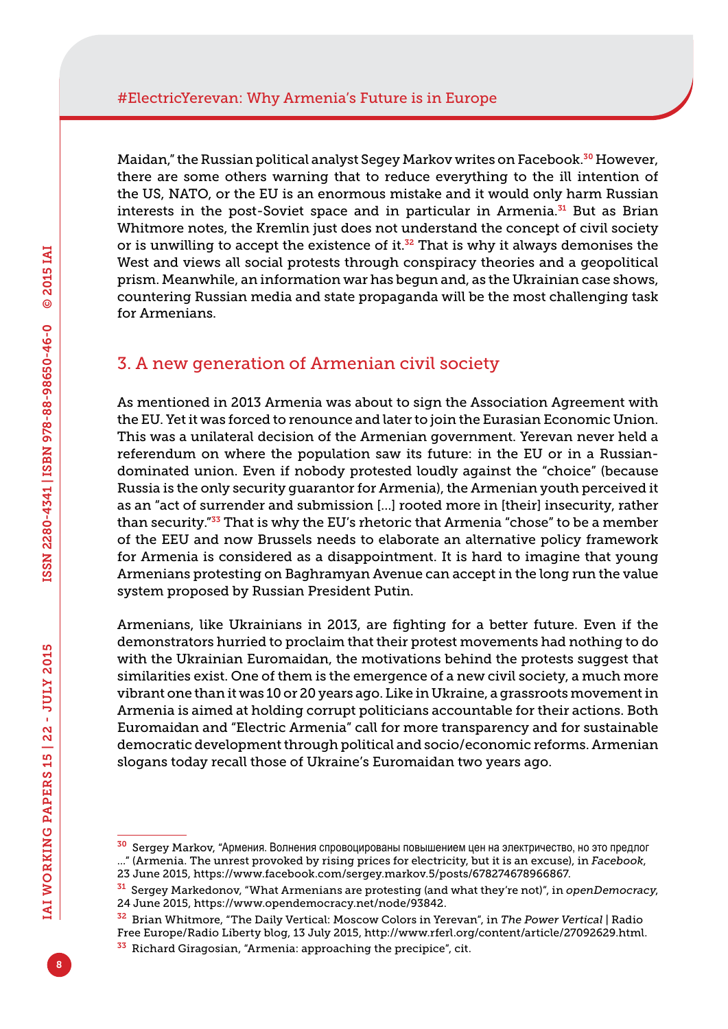Maidan," the Russian political analyst Segey Markov writes on Facebook.[30] However, there are some others warning that to reduce everything to the ill intention of the US, NATO, or the EU is an enormous mistake and it would only harm Russian interests in the post-Soviet space and in particular in Armenia.[31] But as Brian Whitmore notes, the Kremlin just does not understand the concept of civil society or is unwilling to accept the existence of it.[32] That is why it always demonises the West and views all social protests through conspiracy theories and a geopolitical prism. Meanwhile, an information war has begun and, as the Ukrainian case shows, countering Russian media and state propaganda will be the most challenging task for Armenians.

## 3. A new generation of Armenian civil society

As mentioned in 2013 Armenia was about to sign the Association Agreement with the EU. Yet it was forced to renounce and later to join the Eurasian Economic Union. This was a unilateral decision of the Armenian government. Yerevan never held a referendum on where the population saw its future: in the EU or in a Russian-dominated union. Even if nobody protested loudly against the "choice" (because Russia is the only security guarantor for Armenia), the Armenian youth perceived it as an "act of surrender and submission [...] rooted more in [their] insecurity, rather than security."[33] That is why the EU's rhetoric that Armenia "chose" to be a member of the EEU and now Brussels needs to elaborate an alternative policy framework for Armenia is considered as a disappointment. It is hard to imagine that young Armenians protesting on Baghramyan Avenue can accept in the long run the value system proposed by Russian President Putin.

Armenians, like Ukrainians in 2013, are fighting for a better future. Even if the demonstrators hurried to proclaim that their protest movements had nothing to do with the Ukrainian Euromaidan, the motivations behind the protests suggest that similarities exist. One of them is the emergence of a new civil society, a much more vibrant one than it was 10 or 20 years ago. Like in Ukraine, a grassroots movement in Armenia is aimed at holding corrupt politicians accountable for their actions. Both Euromaidan and "Electric Armenia" call for more transparency and for sustainable democratic development through political and socio/economic reforms. Armenian slogans today recall those of Ukraine's Euromaidan two years ago.

---

[30] Sergey Markov, "Армения. Волнения спровоцированы повышением цен на электричество, но это предлог ..." (Armenia. The unrest provoked by rising prices for electricity, but it is an excuse), in *Facebook*, 23 June 2015, https://www.facebook.com/sergey.markov.5/posts/678274678966867.

[31] Sergey Markedonov, "What Armenians are protesting (and what they're not)", in *openDemocracy*, 24 June 2015, https://www.opendemocracy.net/node/93842.

[32] Brian Whitmore, "The Daily Vertical: Moscow Colors in Yerevan", in *The Power Vertical* | Radio Free Europe/Radio Liberty blog, 13 July 2015, http://www.rferl.org/content/article/27092629.html.

[33] Richard Giragosian, "Armenia: approaching the precipice", cit.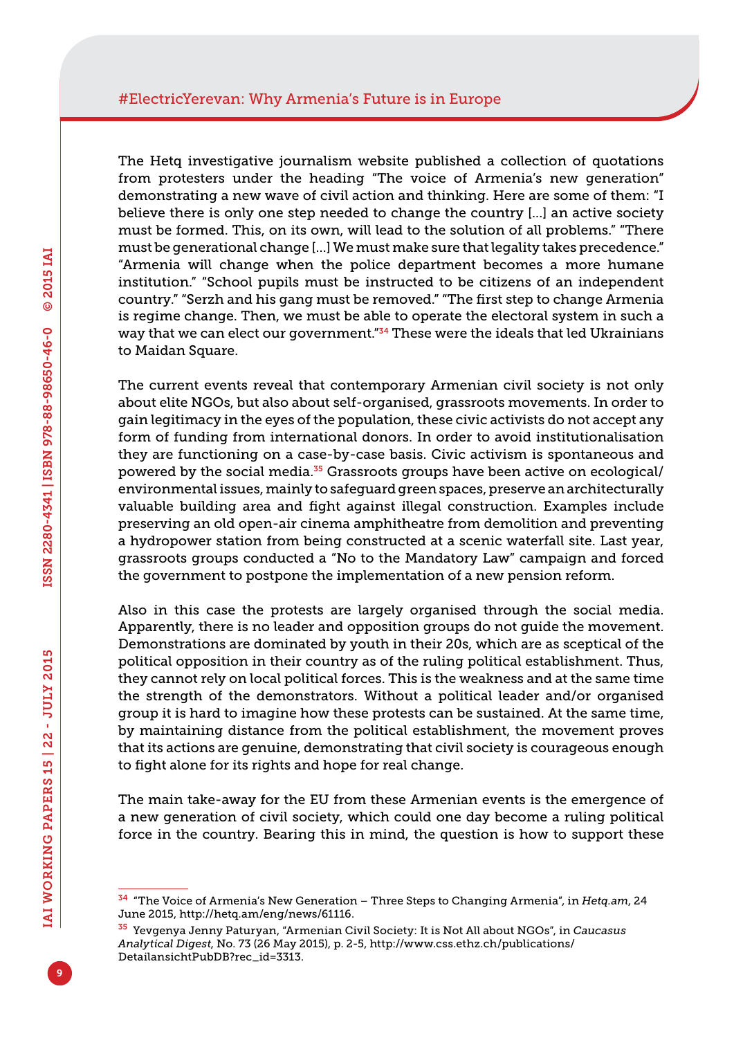The Hetq investigative journalism website published a collection of quotations from protesters under the heading "The voice of Armenia's new generation" demonstrating a new wave of civil action and thinking. Here are some of them: "I believe there is only one step needed to change the country [...] an active society must be formed. This, on its own, will lead to the solution of all problems." "There must be generational change [...] We must make sure that legality takes precedence." "Armenia will change when the police department becomes a more humane institution." "School pupils must be instructed to be citizens of an independent country." "Serzh and his gang must be removed." "The first step to change Armenia is regime change. Then, we must be able to operate the electoral system in such a way that we can elect our government."[34] These were the ideals that led Ukrainians to Maidan Square.

The current events reveal that contemporary Armenian civil society is not only about elite NGOs, but also about self-organised, grassroots movements. In order to gain legitimacy in the eyes of the population, these civic activists do not accept any form of funding from international donors. In order to avoid institutionalisation they are functioning on a case-by-case basis. Civic activism is spontaneous and powered by the social media.[35] Grassroots groups have been active on ecological/environmental issues, mainly to safeguard green spaces, preserve an architecturally valuable building area and fight against illegal construction. Examples include preserving an old open-air cinema amphitheatre from demolition and preventing a hydropower station from being constructed at a scenic waterfall site. Last year, grassroots groups conducted a "No to the Mandatory Law" campaign and forced the government to postpone the implementation of a new pension reform.

Also in this case the protests are largely organised through the social media. Apparently, there is no leader and opposition groups do not guide the movement. Demonstrations are dominated by youth in their 20s, which are as sceptical of the political opposition in their country as of the ruling political establishment. Thus, they cannot rely on local political forces. This is the weakness and at the same time the strength of the demonstrators. Without a political leader and/or organised group it is hard to imagine how these protests can be sustained. At the same time, by maintaining distance from the political establishment, the movement proves that its actions are genuine, demonstrating that civil society is courageous enough to fight alone for its rights and hope for real change.

The main take-away for the EU from these Armenian events is the emergence of a new generation of civil society, which could one day become a ruling political force in the country. Bearing this in mind, the question is how to support these

---

[34] "The Voice of Armenia's New Generation – Three Steps to Changing Armenia", in *Hetq.am*, 24 June 2015, http://hetq.am/eng/news/61116.

[35] Yevgenya Jenny Paturyan, "Armenian Civil Society: It is Not All about NGOs", in *Caucasus Analytical Digest*, No. 73 (26 May 2015), p. 2-5, http://www.css.ethz.ch/publications/DetailansichtPubDB?rec_id=3313.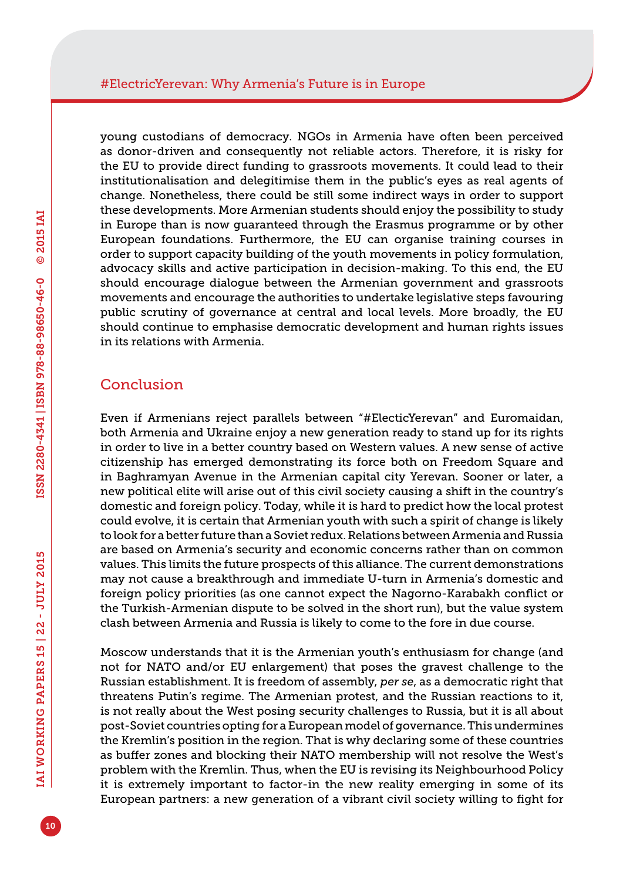young custodians of democracy. NGOs in Armenia have often been perceived as donor-driven and consequently not reliable actors. Therefore, it is risky for the EU to provide direct funding to grassroots movements. It could lead to their institutionalisation and delegitimise them in the public's eyes as real agents of change. Nonetheless, there could be still some indirect ways in order to support these developments. More Armenian students should enjoy the possibility to study in Europe than is now guaranteed through the Erasmus programme or by other European foundations. Furthermore, the EU can organise training courses in order to support capacity building of the youth movements in policy formulation, advocacy skills and active participation in decision-making. To this end, the EU should encourage dialogue between the Armenian government and grassroots movements and encourage the authorities to undertake legislative steps favouring public scrutiny of governance at central and local levels. More broadly, the EU should continue to emphasise democratic development and human rights issues in its relations with Armenia.

## Conclusion

Even if Armenians reject parallels between "#ElecticYerevan" and Euromaidan, both Armenia and Ukraine enjoy a new generation ready to stand up for its rights in order to live in a better country based on Western values. A new sense of active citizenship has emerged demonstrating its force both on Freedom Square and in Baghramyan Avenue in the Armenian capital city Yerevan. Sooner or later, a new political elite will arise out of this civil society causing a shift in the country's domestic and foreign policy. Today, while it is hard to predict how the local protest could evolve, it is certain that Armenian youth with such a spirit of change is likely to look for a better future than a Soviet redux. Relations between Armenia and Russia are based on Armenia's security and economic concerns rather than on common values. This limits the future prospects of this alliance. The current demonstrations may not cause a breakthrough and immediate U-turn in Armenia's domestic and foreign policy priorities (as one cannot expect the Nagorno-Karabakh conflict or the Turkish-Armenian dispute to be solved in the short run), but the value system clash between Armenia and Russia is likely to come to the fore in due course.

Moscow understands that it is the Armenian youth's enthusiasm for change (and not for NATO and/or EU enlargement) that poses the gravest challenge to the Russian establishment. It is freedom of assembly, *per se*, as a democratic right that threatens Putin's regime. The Armenian protest, and the Russian reactions to it, is not really about the West posing security challenges to Russia, but it is all about post-Soviet countries opting for a European model of governance. This undermines the Kremlin's position in the region. That is why declaring some of these countries as buffer zones and blocking their NATO membership will not resolve the West's problem with the Kremlin. Thus, when the EU is revising its Neighbourhood Policy it is extremely important to factor-in the new reality emerging in some of its European partners: a new generation of a vibrant civil society willing to fight for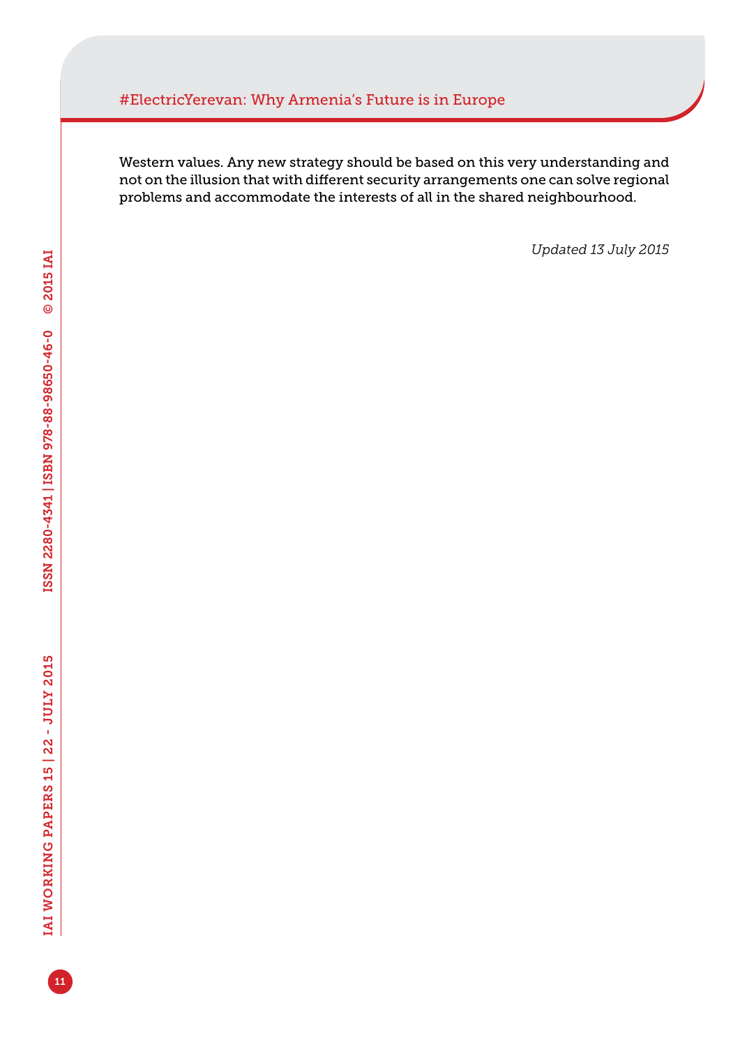Western values. Any new strategy should be based on this very understanding and not on the illusion that with different security arrangements one can solve regional problems and accommodate the interests of all in the shared neighbourhood.

*Updated 13 July 2015*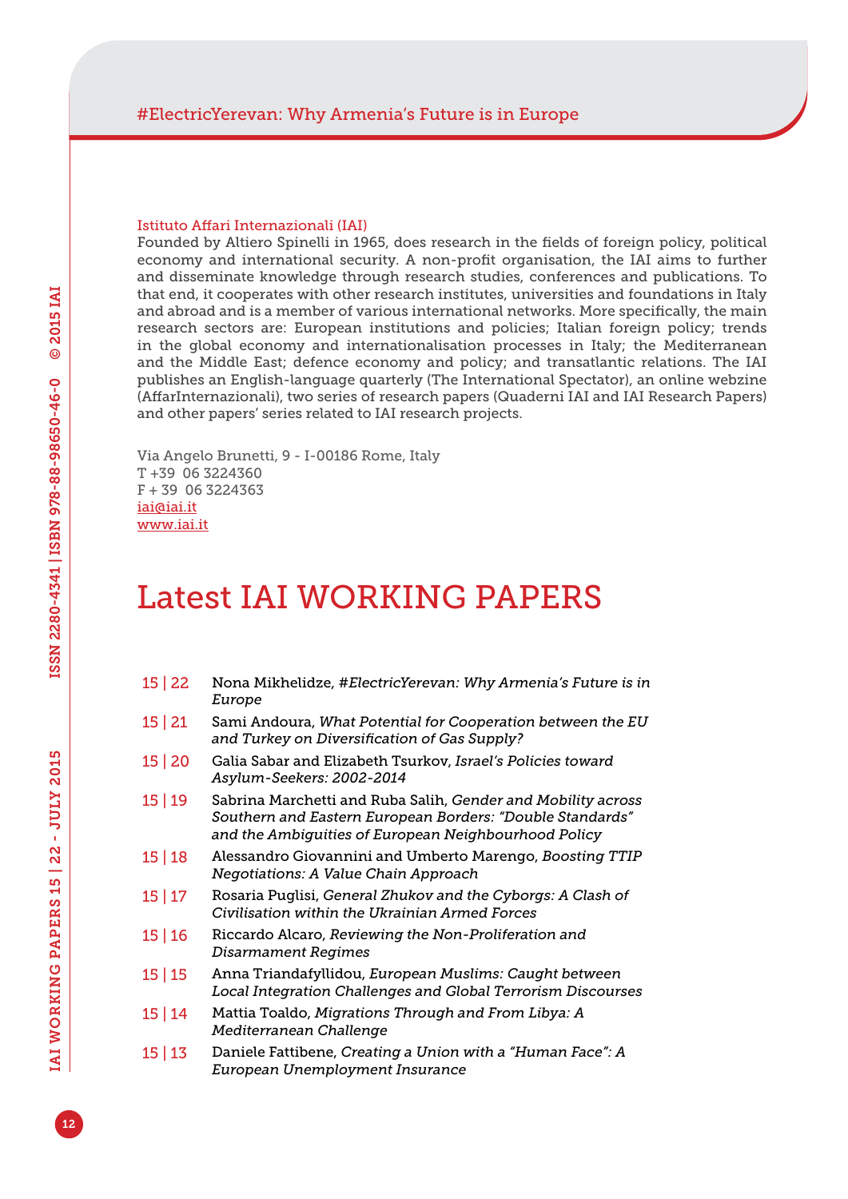Istituto Affari Internazionali (IAI)

Founded by Altiero Spinelli in 1965, does research in the fields of foreign policy, political economy and international security. A non-profit organisation, the IAI aims to further and disseminate knowledge through research studies, conferences and publications. To that end, it cooperates with other research institutes, universities and foundations in Italy and abroad and is a member of various international networks. More specifically, the main research sectors are: European institutions and policies; Italian foreign policy; trends in the global economy and internationalisation processes in Italy; the Mediterranean and the Middle East; defence economy and policy; and transatlantic relations. The IAI publishes an English-language quarterly (The International Spectator), an online webzine (AffarInternazionali), two series of research papers (Quaderni IAI and IAI Research Papers) and other papers' series related to IAI research projects.

Via Angelo Brunetti, 9 - I-00186 Rome, Italy
T +39 06 3224360
F + 39 06 3224363
iai@iai.it
www.iai.it

# Latest IAI WORKING PAPERS

| | |
|---|---|
| 15 \| 22 | Nona Mikhelidze, *#ElectricYerevan: Why Armenia's Future is in Europe* |
| 15 \| 21 | Sami Andoura, *What Potential for Cooperation between the EU and Turkey on Diversification of Gas Supply?* |
| 15 \| 20 | Galia Sabar and Elizabeth Tsurkov, *Israel's Policies toward Asylum-Seekers: 2002-2014* |
| 15 \| 19 | Sabrina Marchetti and Ruba Salih, *Gender and Mobility across Southern and Eastern European Borders: "Double Standards" and the Ambiguities of European Neighbourhood Policy* |
| 15 \| 18 | Alessandro Giovannini and Umberto Marengo, *Boosting TTIP Negotiations: A Value Chain Approach* |
| 15 \| 17 | Rosaria Puglisi, *General Zhukov and the Cyborgs: A Clash of Civilisation within the Ukrainian Armed Forces* |
| 15 \| 16 | Riccardo Alcaro, *Reviewing the Non-Proliferation and Disarmament Regimes* |
| 15 \| 15 | Anna Triandafyllidou, *European Muslims: Caught between Local Integration Challenges and Global Terrorism Discourses* |
| 15 \| 14 | Mattia Toaldo, *Migrations Through and From Libya: A Mediterranean Challenge* |
| 15 \| 13 | Daniele Fattibene, *Creating a Union with a "Human Face": A European Unemployment Insurance* |

IAI WORKING PAPERS 15 | 22 - JULY 2015 ISSN 2280-4341 | ISBN 978-88-98650-46-0 © 2015 IAI